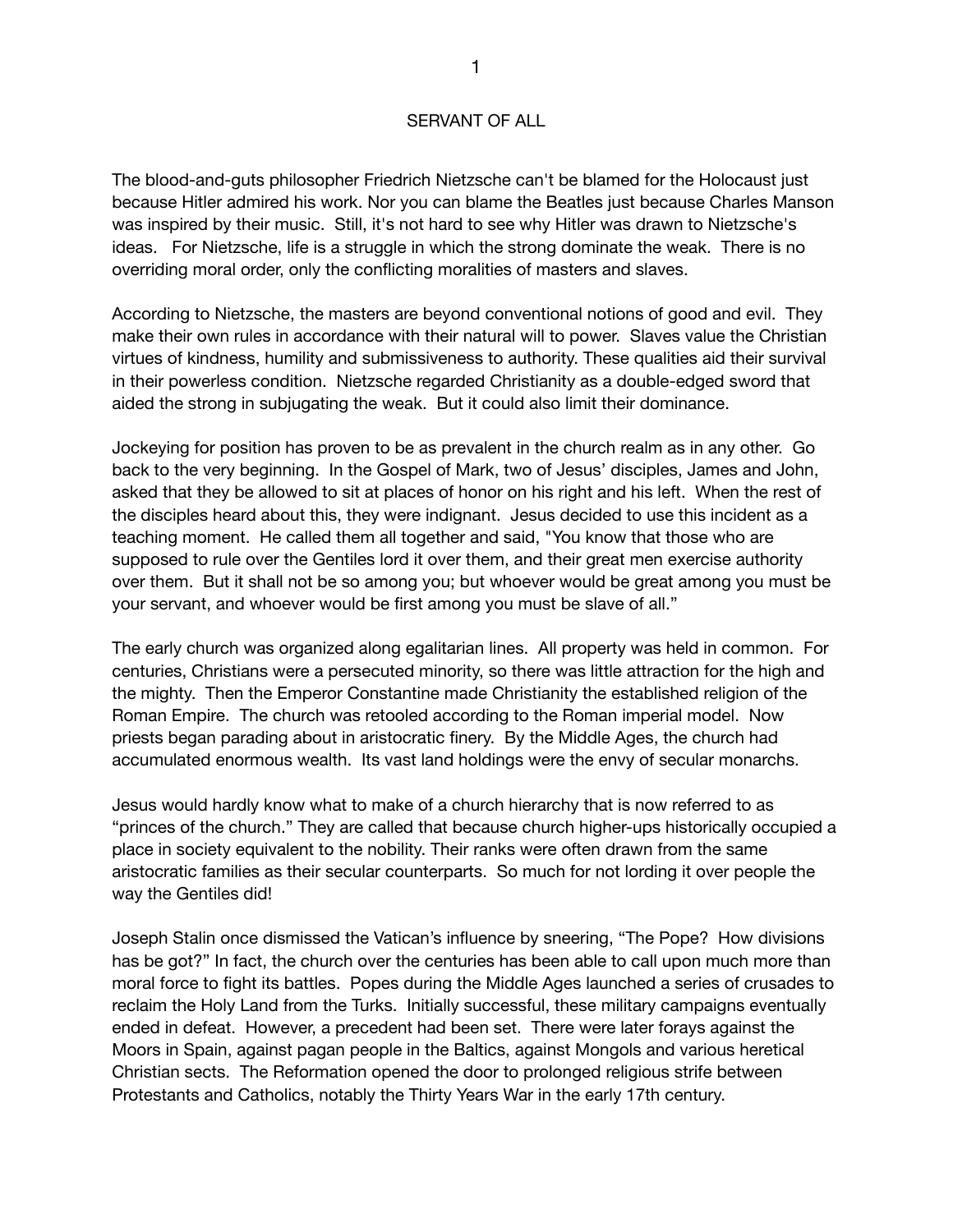# SERVANT OF ALL

The blood-and-guts philosopher Friedrich Nietzsche can't be blamed for the Holocaust just because Hitler admired his work. Nor you can blame the Beatles just because Charles Manson was inspired by their music. Still, it's not hard to see why Hitler was drawn to Nietzsche's ideas. For Nietzsche, life is a struggle in which the strong dominate the weak. There is no overriding moral order, only the conflicting moralities of masters and slaves.

According to Nietzsche, the masters are beyond conventional notions of good and evil. They make their own rules in accordance with their natural will to power. Slaves value the Christian virtues of kindness, humility and submissiveness to authority. These qualities aided their survival in their powerless condition. Nietzsche regarded Christianity as a double-edged sword that aided the strong in subjugating the weak. But it could also limit their dominance.

Jockeying for position has proven to be as prevalent in the church realm as in any other. Go back to the very beginning. In the Gospel of Mark, two of Jesus' disciples, James and John, asked that they be allowed to sit at places of honor on his right and his left. When the rest of the disciples heard about this, they were indignant. Jesus decided to use this incident as a teaching moment. He called them all together and said, "You know that those who are supposed to rule over the Gentiles lord it over them, and their great men exercise authority over them. But it shall not be so among you; but whoever would be great among you must be your servant, and whoever would be first among you must be slave of all."

The early church was organized along egalitarian lines. All property was held in common. For centuries, Christians were a persecuted minority, so there was little attraction for the high and the mighty. Then the Emperor Constantine made Christianity the established religion of the Roman Empire. The church was retooled according to the Roman imperial model. Now priests began parading about in aristocratic finery. By the Middle Ages, the church had accumulated enormous wealth. Its vast land holdings were the envy of secular monarchs.

Jesus would hardly know what to make of a church hierarchy that is now referred to as "princes of the church." They are called that because church higher-ups historically occupied a place in society equivalent to the nobility. Their ranks were often drawn from the same aristocratic families as their secular counterparts. So much for not lording it over people the way the Gentiles did!

Joseph Stalin once dismissed the Vatican's influence by sneering, "The Pope? How divisions has be got?" In fact, the church over the centuries has been able to call upon much more than moral force to fight its battles. Popes during the Middle Ages launched a series of crusades to reclaim the Holy Land from the Turks. Initially successful, these military campaigns eventually ended in defeat. However, a precedent had been set. There were later forays against the Moors in Spain, against pagan people in the Baltics, against Mongols and various heretical Christian sects. The Reformation opened the door to prolonged religious strife between Protestants and Catholics, notably the Thirty Years War in the early 17th century.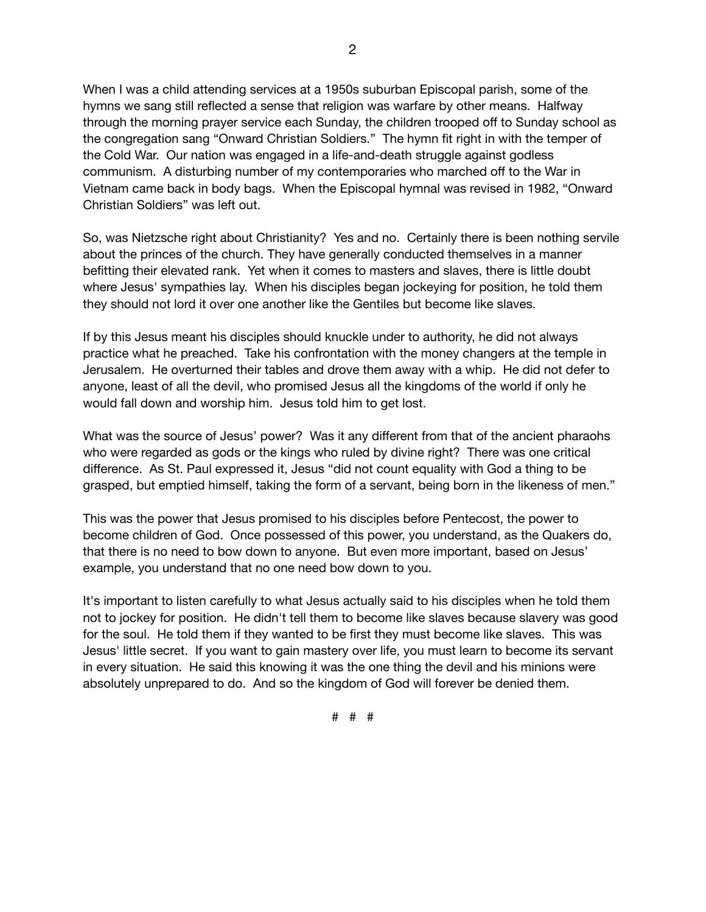When I was a child attending services at a 1950s suburban Episcopal parish, some of the hymns we sang still reflected a sense that religion was warfare by other means. Halfway through the morning prayer service each Sunday, the children trooped off to Sunday school as the congregation sang "Onward Christian Soldiers." The hymn fit right in with the temper of the Cold War. Our nation was engaged in a life-and-death struggle against godless communism. A disturbing number of my contemporaries who marched off to the War in Vietnam came back in body bags. When the Episcopal hymnal was revised in 1982, "Onward Christian Soldiers" was left out.

So, was Nietzsche right about Christianity? Yes and no. Certainly there is been nothing servile about the princes of the church. They have generally conducted themselves in a manner befitting their elevated rank. Yet when it comes to masters and slaves, there is little doubt where Jesus' sympathies lay. When his disciples began jockeying for position, he told them they should not lord it over one another like the Gentiles but become like slaves.

If by this Jesus meant his disciples should knuckle under to authority, he did not always practice what he preached. Take his confrontation with the money changers at the temple in Jerusalem. He overturned their tables and drove them away with a whip. He did not defer to anyone, least of all the devil, who promised Jesus all the kingdoms of the world if only he would fall down and worship him. Jesus told him to get lost.

What was the source of Jesus' power? Was it any different from that of the ancient pharaohs who were regarded as gods or the kings who ruled by divine right? There was one critical difference. As St. Paul expressed it, Jesus "did not count equality with God a thing to be grasped, but emptied himself, taking the form of a servant, being born in the likeness of men."

This was the power that Jesus promised to his disciples before Pentecost, the power to become children of God. Once possessed of this power, you understand, as the Quakers do, that there is no need to bow down to anyone. But even more important, based on Jesus' example, you understand that no one need bow down to you.

It's important to listen carefully to what Jesus actually said to his disciples when he told them not to jockey for position. He didn't tell them to become like slaves because slavery was good for the soul. He told them if they wanted to be first they must become like slaves. This was Jesus' little secret. If you want to gain mastery over life, you must learn to become its servant in every situation. He said this knowing it was the one thing the devil and his minions were absolutely unprepared to do. And so the kingdom of God will forever be denied them.

# # #